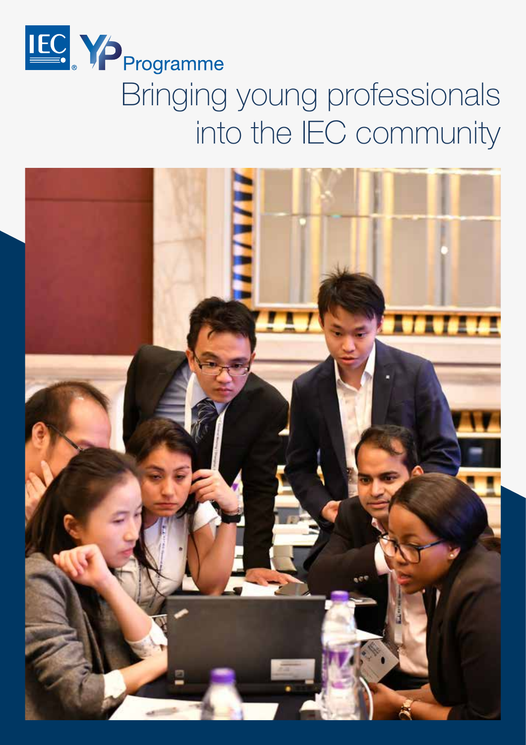IEC YP Programme

# Bringing young professionals into the IEC community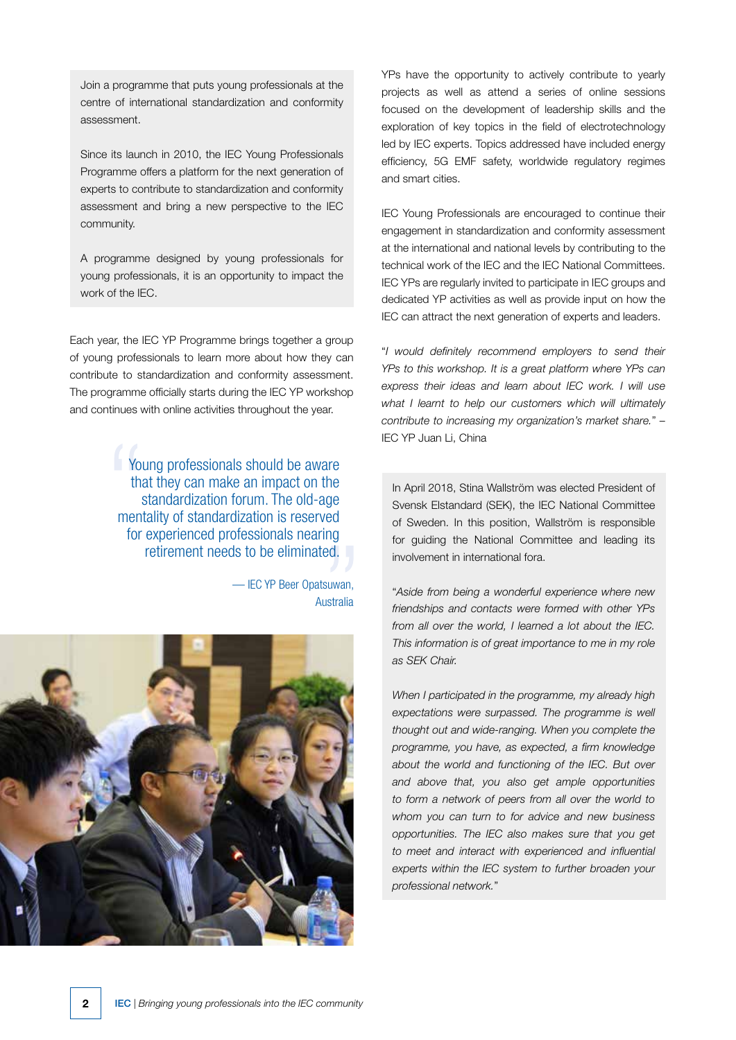Join a programme that puts young professionals at the centre of international standardization and conformity assessment.

Since its launch in 2010, the IEC Young Professionals Programme offers a platform for the next generation of experts to contribute to standardization and conformity assessment and bring a new perspective to the IEC community.

A programme designed by young professionals for young professionals, it is an opportunity to impact the work of the IEC.

Each year, the IEC YP Programme brings together a group of young professionals to learn more about how they can contribute to standardization and conformity assessment. The programme officially starts during the IEC YP workshop and continues with online activities throughout the year.

> Young professionals should be aware that they can make an impact on the standardization forum. The old-age mentality of standardization is reserved for experienced professionals nearing retirement needs to be eliminated.
>
> — IEC YP Beer Opatsuwan, Australia

YPs have the opportunity to actively contribute to yearly projects as well as attend a series of online sessions focused on the development of leadership skills and the exploration of key topics in the field of electrotechnology led by IEC experts. Topics addressed have included energy efficiency, 5G EMF safety, worldwide regulatory regimes and smart cities.

IEC Young Professionals are encouraged to continue their engagement in standardization and conformity assessment at the international and national levels by contributing to the technical work of the IEC and the IEC National Committees. IEC YPs are regularly invited to participate in IEC groups and dedicated YP activities as well as provide input on how the IEC can attract the next generation of experts and leaders.

"*I would definitely recommend employers to send their YPs to this workshop. It is a great platform where YPs can express their ideas and learn about IEC work. I will use what I learnt to help our customers which will ultimately contribute to increasing my organization's market share.*" – IEC YP Juan Li, China

In April 2018, Stina Wallström was elected President of Svensk Elstandard (SEK), the IEC National Committee of Sweden. In this position, Wallström is responsible for guiding the National Committee and leading its involvement in international fora.

"*Aside from being a wonderful experience where new friendships and contacts were formed with other YPs from all over the world, I learned a lot about the IEC. This information is of great importance to me in my role as SEK Chair.*

*When I participated in the programme, my already high expectations were surpassed. The programme is well thought out and wide-ranging. When you complete the programme, you have, as expected, a firm knowledge about the world and functioning of the IEC. But over and above that, you also get ample opportunities to form a network of peers from all over the world to whom you can turn to for advice and new business opportunities. The IEC also makes sure that you get to meet and interact with experienced and influential experts within the IEC system to further broaden your professional network.*"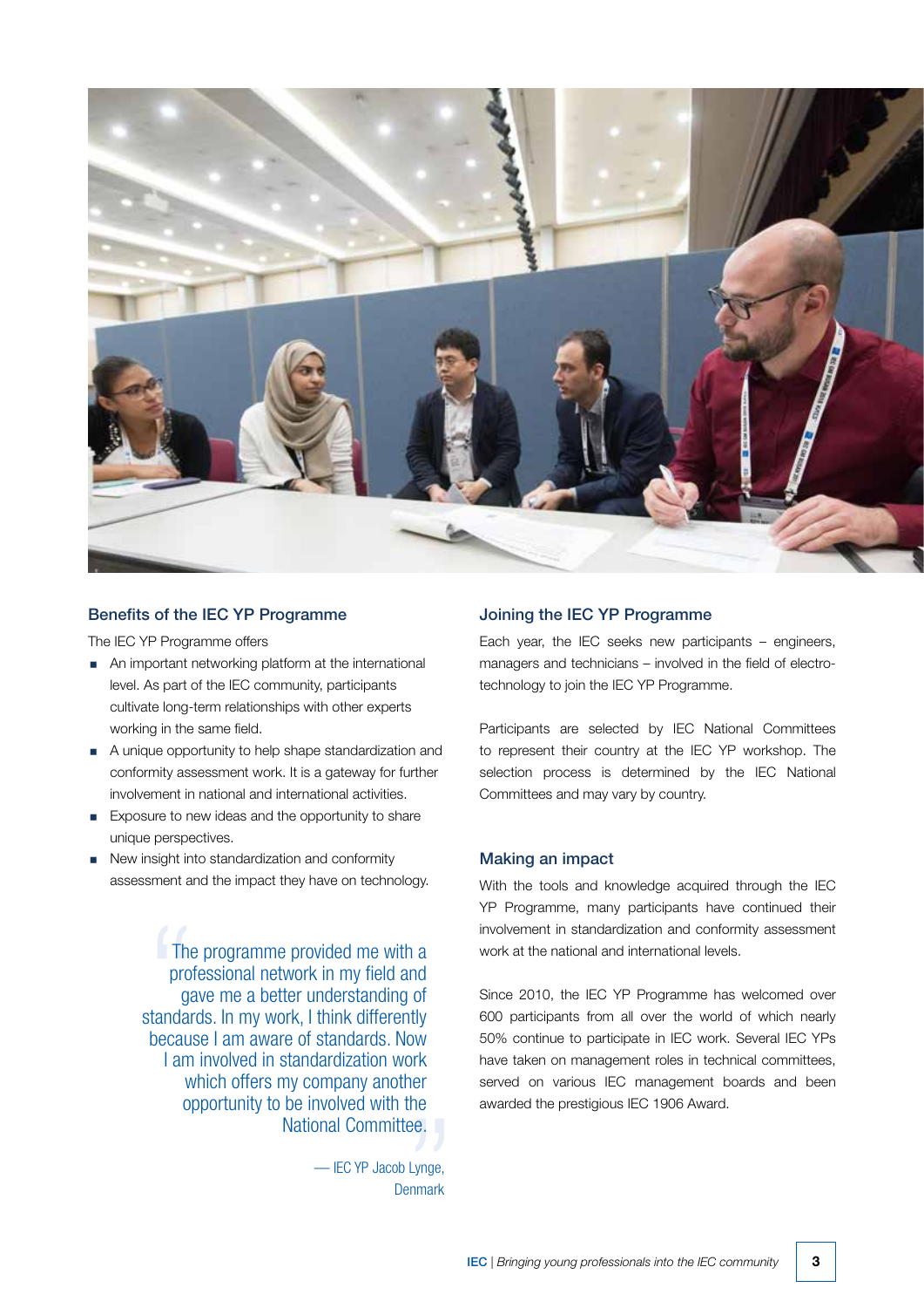## Benefits of the IEC YP Programme

The IEC YP Programme offers

- An important networking platform at the international level. As part of the IEC community, participants cultivate long-term relationships with other experts working in the same field.
- A unique opportunity to help shape standardization and conformity assessment work. It is a gateway for further involvement in national and international activities.
- Exposure to new ideas and the opportunity to share unique perspectives.
- New insight into standardization and conformity assessment and the impact they have on technology.

> "The programme provided me with a professional network in my field and gave me a better understanding of standards. In my work, I think differently because I am aware of standards. Now I am involved in standardization work which offers my company another opportunity to be involved with the National Committee."
>
> — IEC YP Jacob Lynge, Denmark

## Joining the IEC YP Programme

Each year, the IEC seeks new participants – engineers, managers and technicians – involved in the field of electro-technology to join the IEC YP Programme.

Participants are selected by IEC National Committees to represent their country at the IEC YP workshop. The selection process is determined by the IEC National Committees and may vary by country.

## Making an impact

With the tools and knowledge acquired through the IEC YP Programme, many participants have continued their involvement in standardization and conformity assessment work at the national and international levels.

Since 2010, the IEC YP Programme has welcomed over 600 participants from all over the world of which nearly 50% continue to participate in IEC work. Several IEC YPs have taken on management roles in technical committees, served on various IEC management boards and been awarded the prestigious IEC 1906 Award.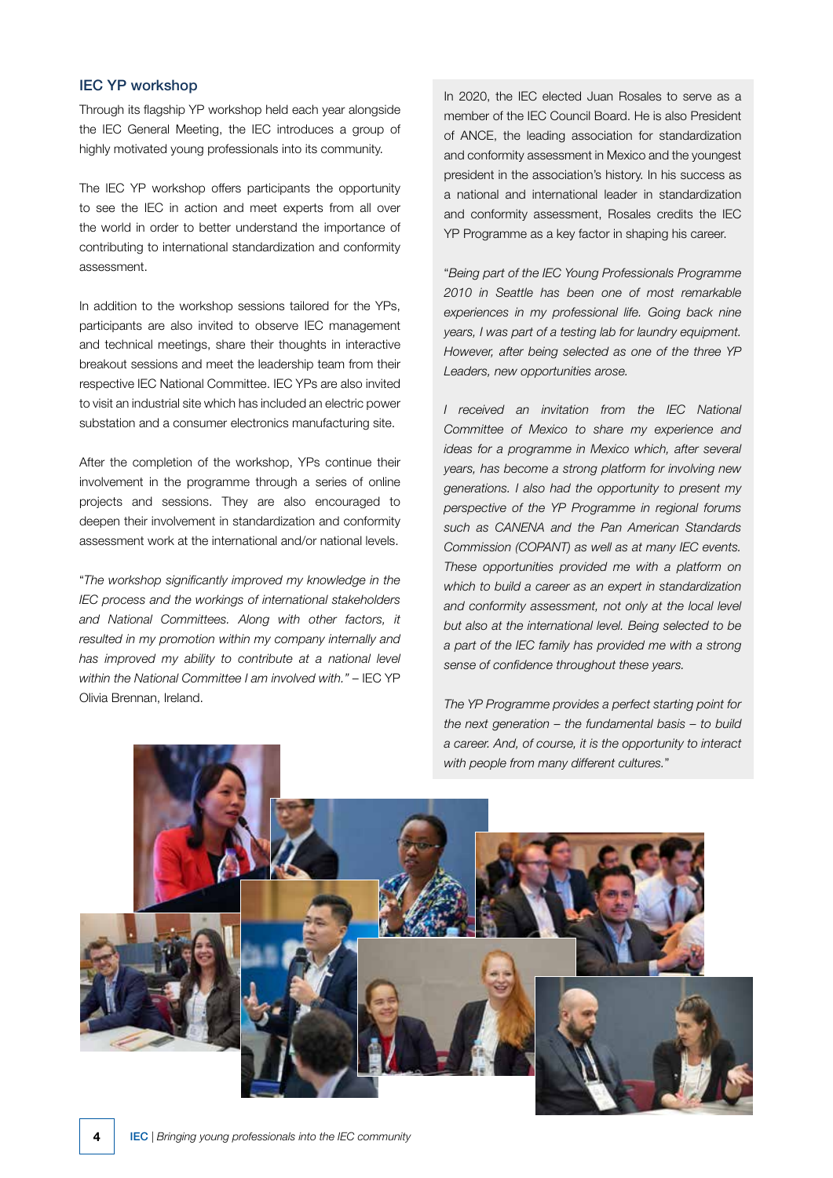### IEC YP workshop

Through its flagship YP workshop held each year alongside the IEC General Meeting, the IEC introduces a group of highly motivated young professionals into its community.

The IEC YP workshop offers participants the opportunity to see the IEC in action and meet experts from all over the world in order to better understand the importance of contributing to international standardization and conformity assessment.

In addition to the workshop sessions tailored for the YPs, participants are also invited to observe IEC management and technical meetings, share their thoughts in interactive breakout sessions and meet the leadership team from their respective IEC National Committee. IEC YPs are also invited to visit an industrial site which has included an electric power substation and a consumer electronics manufacturing site.

After the completion of the workshop, YPs continue their involvement in the programme through a series of online projects and sessions. They are also encouraged to deepen their involvement in standardization and conformity assessment work at the international and/or national levels.

"*The workshop significantly improved my knowledge in the IEC process and the workings of international stakeholders and National Committees. Along with other factors, it resulted in my promotion within my company internally and has improved my ability to contribute at a national level within the National Committee I am involved with.*" – IEC YP Olivia Brennan, Ireland.

In 2020, the IEC elected Juan Rosales to serve as a member of the IEC Council Board. He is also President of ANCE, the leading association for standardization and conformity assessment in Mexico and the youngest president in the association's history. In his success as a national and international leader in standardization and conformity assessment, Rosales credits the IEC YP Programme as a key factor in shaping his career.

"*Being part of the IEC Young Professionals Programme 2010 in Seattle has been one of most remarkable experiences in my professional life. Going back nine years, I was part of a testing lab for laundry equipment. However, after being selected as one of the three YP Leaders, new opportunities arose.*

*I received an invitation from the IEC National Committee of Mexico to share my experience and ideas for a programme in Mexico which, after several years, has become a strong platform for involving new generations. I also had the opportunity to present my perspective of the YP Programme in regional forums such as CANENA and the Pan American Standards Commission (COPANT) as well as at many IEC events. These opportunities provided me with a platform on which to build a career as an expert in standardization and conformity assessment, not only at the local level but also at the international level. Being selected to be a part of the IEC family has provided me with a strong sense of confidence throughout these years.*

*The YP Programme provides a perfect starting point for the next generation – the fundamental basis – to build a career. And, of course, it is the opportunity to interact with people from many different cultures.*"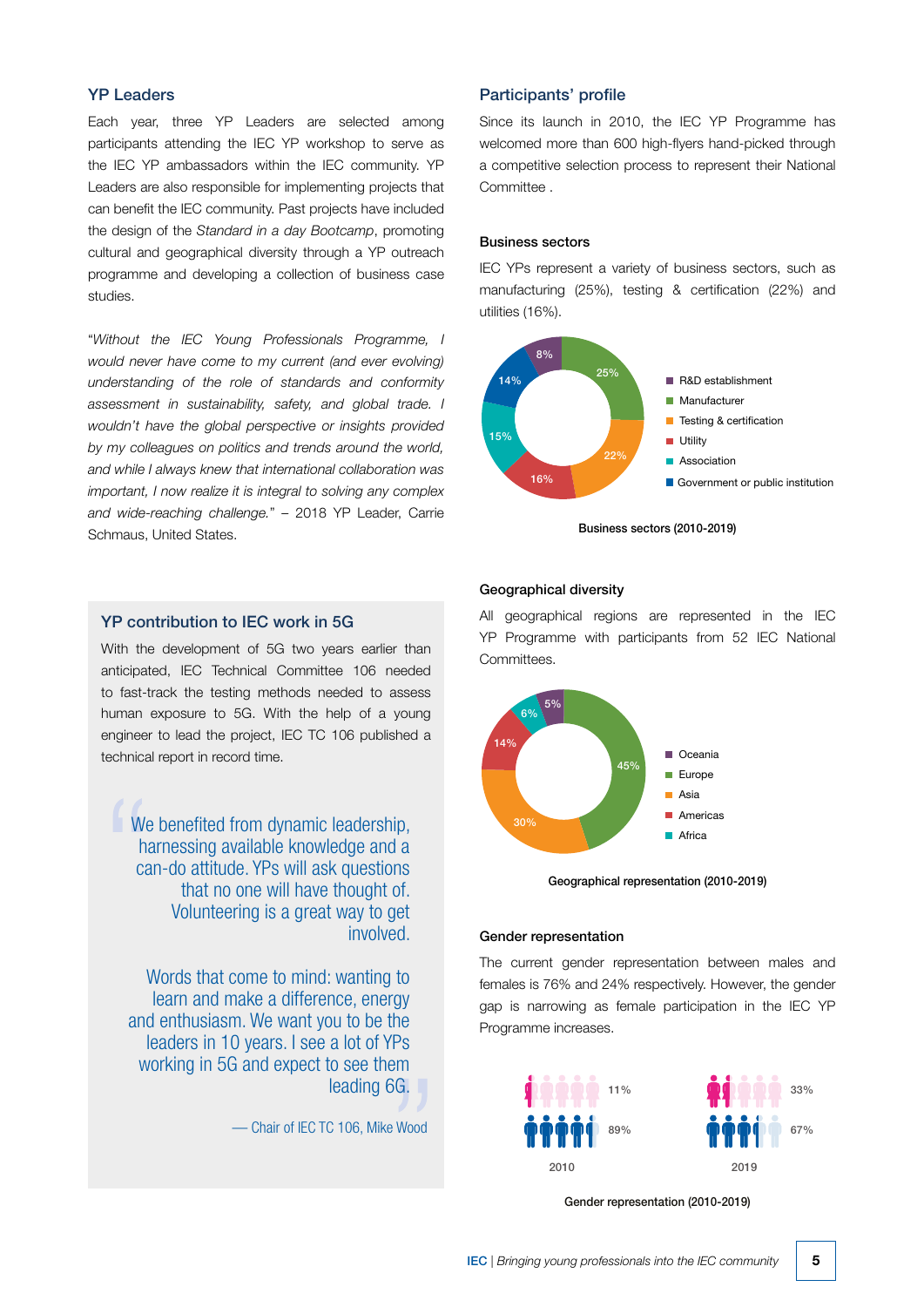## YP Leaders

Each year, three YP Leaders are selected among participants attending the IEC YP workshop to serve as the IEC YP ambassadors within the IEC community. YP Leaders are also responsible for implementing projects that can benefit the IEC community. Past projects have included the design of the *Standard in a day Bootcamp*, promoting cultural and geographical diversity through a YP outreach programme and developing a collection of business case studies.

"*Without the IEC Young Professionals Programme, I would never have come to my current (and ever evolving) understanding of the role of standards and conformity assessment in sustainability, safety, and global trade. I wouldn't have the global perspective or insights provided by my colleagues on politics and trends around the world, and while I always knew that international collaboration was important, I now realize it is integral to solving any complex and wide-reaching challenge.*" – 2018 YP Leader, Carrie Schmaus, United States.

### YP contribution to IEC work in 5G

With the development of 5G two years earlier than anticipated, IEC Technical Committee 106 needed to fast-track the testing methods needed to assess human exposure to 5G. With the help of a young engineer to lead the project, IEC TC 106 published a technical report in record time.

> We benefited from dynamic leadership, harnessing available knowledge and a can-do attitude. YPs will ask questions that no one will have thought of. Volunteering is a great way to get involved.
>
> Words that come to mind: wanting to learn and make a difference, energy and enthusiasm. We want you to be the leaders in 10 years. I see a lot of YPs working in 5G and expect to see them leading 6G.
>
> — Chair of IEC TC 106, Mike Wood

## Participants' profile

Since its launch in 2010, the IEC YP Programme has welcomed more than 600 high-flyers hand-picked through a competitive selection process to represent their National Committee .

### Business sectors

IEC YPs represent a variety of business sectors, such as manufacturing (25%), testing & certification (22%) and utilities (16%).

| Sector | Share |
|---|---|
| R&D establishment | 8% |
| Manufacturer | 25% |
| Testing & certification | 22% |
| Utility | 16% |
| Association | 15% |
| Government or public institution | 14% |

Business sectors (2010-2019)

### Geographical diversity

All geographical regions are represented in the IEC YP Programme with participants from 52 IEC National Committees.

| Region | Share |
|---|---|
| Oceania | 5% |
| Europe | 45% |
| Asia | 30% |
| Americas | 14% |
| Africa | 6% |

Geographical representation (2010-2019)

### Gender representation

The current gender representation between males and females is 76% and 24% respectively. However, the gender gap is narrowing as female participation in the IEC YP Programme increases.

| Year | Female | Male |
|---|---|---|
| 2010 | 11% | 89% |
| 2019 | 33% | 67% |

Gender representation (2010-2019)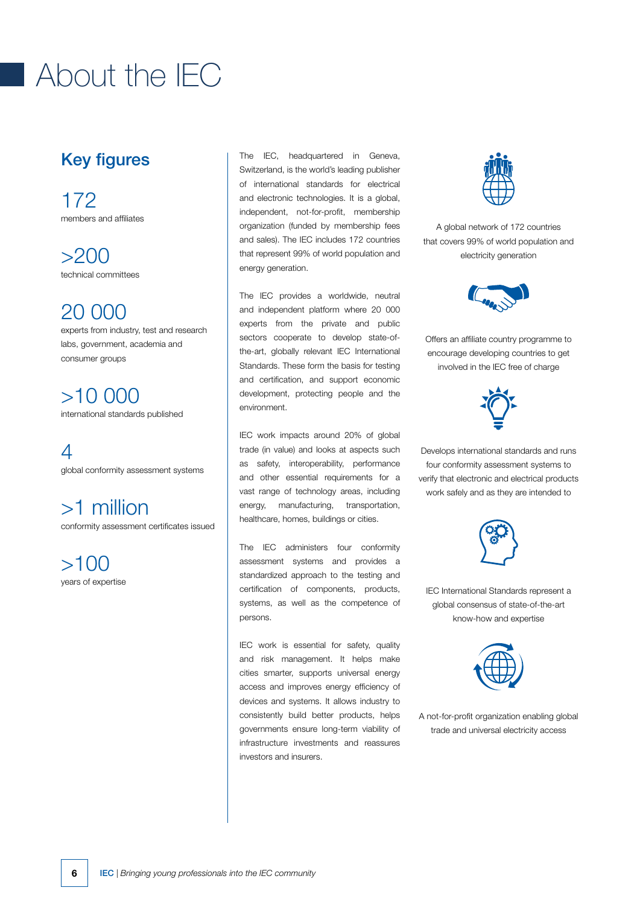# About the IEC

## Key figures

172
members and affiliates

>200
technical committees

20 000
experts from industry, test and research labs, government, academia and consumer groups

>10 000
international standards published

4
global conformity assessment systems

>1 million
conformity assessment certificates issued

>100
years of expertise

The IEC, headquartered in Geneva, Switzerland, is the world's leading publisher of international standards for electrical and electronic technologies. It is a global, independent, not-for-profit, membership organization (funded by membership fees and sales). The IEC includes 172 countries that represent 99% of world population and energy generation.

The IEC provides a worldwide, neutral and independent platform where 20 000 experts from the private and public sectors cooperate to develop state-of-the-art, globally relevant IEC International Standards. These form the basis for testing and certification, and support economic development, protecting people and the environment.

IEC work impacts around 20% of global trade (in value) and looks at aspects such as safety, interoperability, performance and other essential requirements for a vast range of technology areas, including energy, manufacturing, transportation, healthcare, homes, buildings or cities.

The IEC administers four conformity assessment systems and provides a standardized approach to the testing and certification of components, products, systems, as well as the competence of persons.

IEC work is essential for safety, quality and risk management. It helps make cities smarter, supports universal energy access and improves energy efficiency of devices and systems. It allows industry to consistently build better products, helps governments ensure long-term viability of infrastructure investments and reassures investors and insurers.

A global network of 172 countries that covers 99% of world population and electricity generation

Offers an affiliate country programme to encourage developing countries to get involved in the IEC free of charge

Develops international standards and runs four conformity assessment systems to verify that electronic and electrical products work safely and as they are intended to

IEC International Standards represent a global consensus of state-of-the-art know-how and expertise

A not-for-profit organization enabling global trade and universal electricity access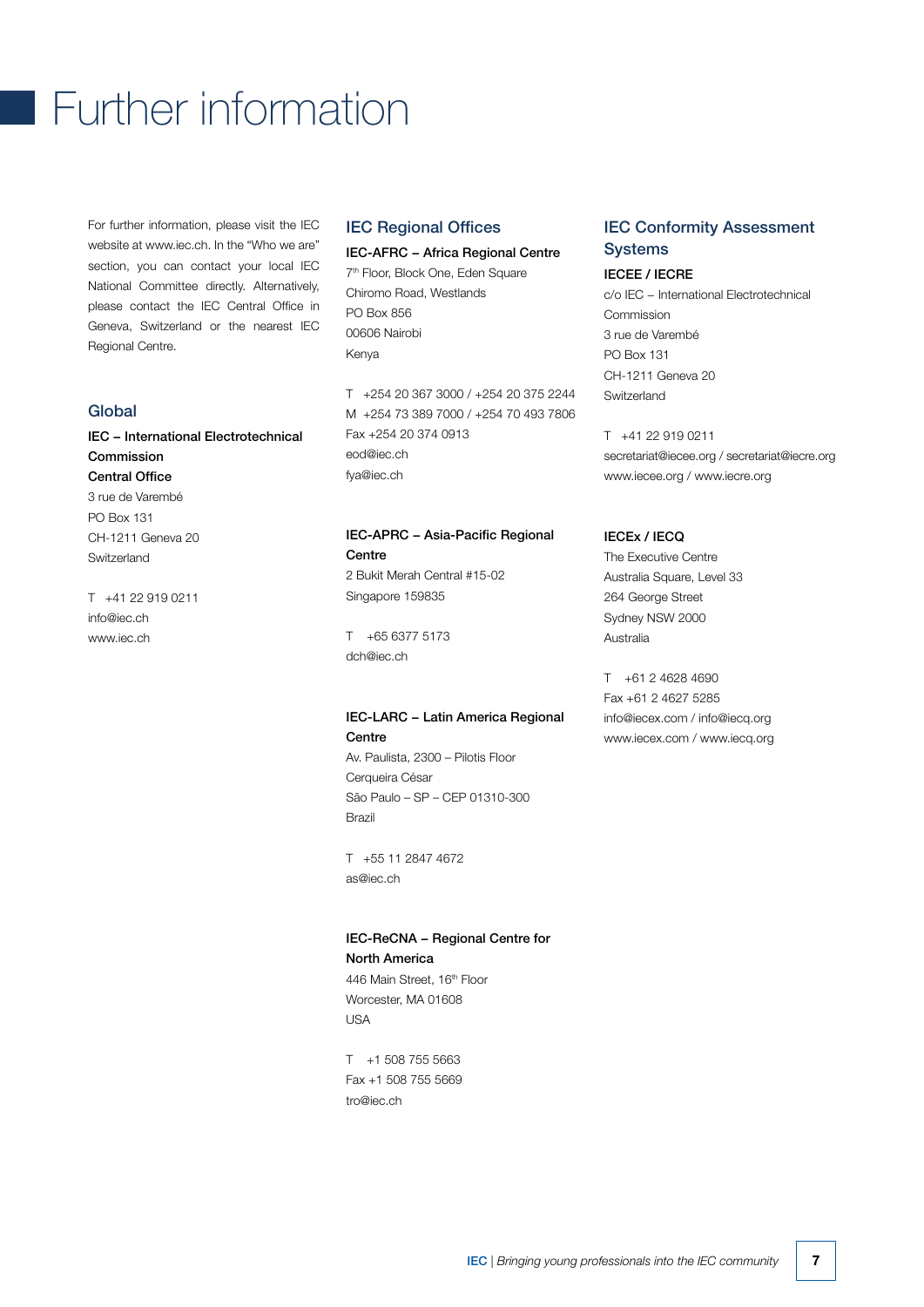# Further information

For further information, please visit the IEC website at www.iec.ch. In the "Who we are" section, you can contact your local IEC National Committee directly. Alternatively, please contact the IEC Central Office in Geneva, Switzerland or the nearest IEC Regional Centre.

## Global

**IEC – International Electrotechnical Commission**
**Central Office**
3 rue de Varembé
PO Box 131
CH-1211 Geneva 20
Switzerland

T +41 22 919 0211
info@iec.ch
www.iec.ch

## IEC Regional Offices

**IEC-AFRC – Africa Regional Centre**
7th Floor, Block One, Eden Square
Chiromo Road, Westlands
PO Box 856
00606 Nairobi
Kenya

T +254 20 367 3000 / +254 20 375 2244
M +254 73 389 7000 / +254 70 493 7806
Fax +254 20 374 0913
eod@iec.ch
fya@iec.ch

**IEC-APRC – Asia-Pacific Regional Centre**
2 Bukit Merah Central #15-02
Singapore 159835

T +65 6377 5173
dch@iec.ch

**IEC-LARC – Latin America Regional Centre**
Av. Paulista, 2300 – Pilotis Floor
Cerqueira César
São Paulo – SP – CEP 01310-300
Brazil

T +55 11 2847 4672
as@iec.ch

**IEC-ReCNA – Regional Centre for North America**
446 Main Street, 16th Floor
Worcester, MA 01608
USA

T +1 508 755 5663
Fax +1 508 755 5669
tro@iec.ch

## IEC Conformity Assessment Systems

**IECEE / IECRE**
c/o IEC – International Electrotechnical Commission
3 rue de Varembé
PO Box 131
CH-1211 Geneva 20
Switzerland

T +41 22 919 0211
secretariat@iecee.org / secretariat@iecre.org
www.iecee.org / www.iecre.org

**IECEx / IECQ**
The Executive Centre
Australia Square, Level 33
264 George Street
Sydney NSW 2000
Australia

T +61 2 4628 4690
Fax +61 2 4627 5285
info@iecex.com / info@iecq.org
www.iecex.com / www.iecq.org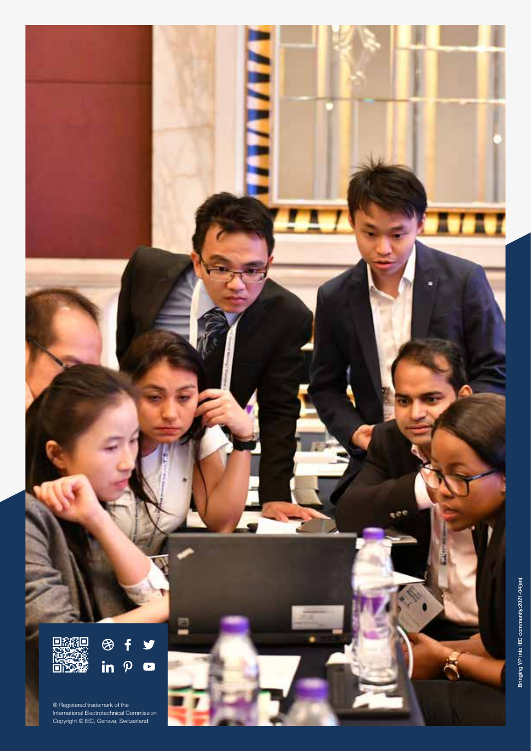® Registered trademark of the
International Electrotechnical Commission
Copyright © IEC, Geneva, Switzerland

Bringing YP into IEC community:2021-04(en)